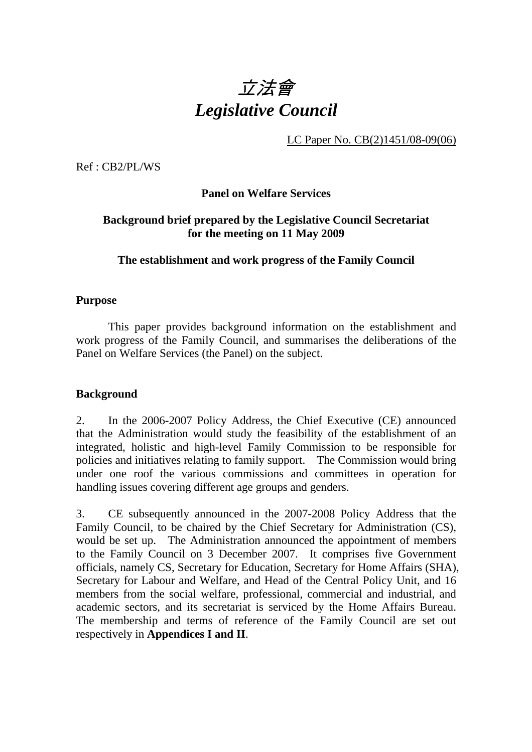# *立法會*
# *Legislative Council*

LC Paper No. CB(2)1451/08-09(06)

Ref : CB2/PL/WS

**Panel on Welfare Services**

**Background brief prepared by the Legislative Council Secretariat for the meeting on 11 May 2009**

**The establishment and work progress of the Family Council**

**Purpose**

This paper provides background information on the establishment and work progress of the Family Council, and summarises the deliberations of the Panel on Welfare Services (the Panel) on the subject.

**Background**

2. In the 2006-2007 Policy Address, the Chief Executive (CE) announced that the Administration would study the feasibility of the establishment of an integrated, holistic and high-level Family Commission to be responsible for policies and initiatives relating to family support. The Commission would bring under one roof the various commissions and committees in operation for handling issues covering different age groups and genders.

3. CE subsequently announced in the 2007-2008 Policy Address that the Family Council, to be chaired by the Chief Secretary for Administration (CS), would be set up. The Administration announced the appointment of members to the Family Council on 3 December 2007. It comprises five Government officials, namely CS, Secretary for Education, Secretary for Home Affairs (SHA), Secretary for Labour and Welfare, and Head of the Central Policy Unit, and 16 members from the social welfare, professional, commercial and industrial, and academic sectors, and its secretariat is serviced by the Home Affairs Bureau. The membership and terms of reference of the Family Council are set out respectively in **Appendices I and II**.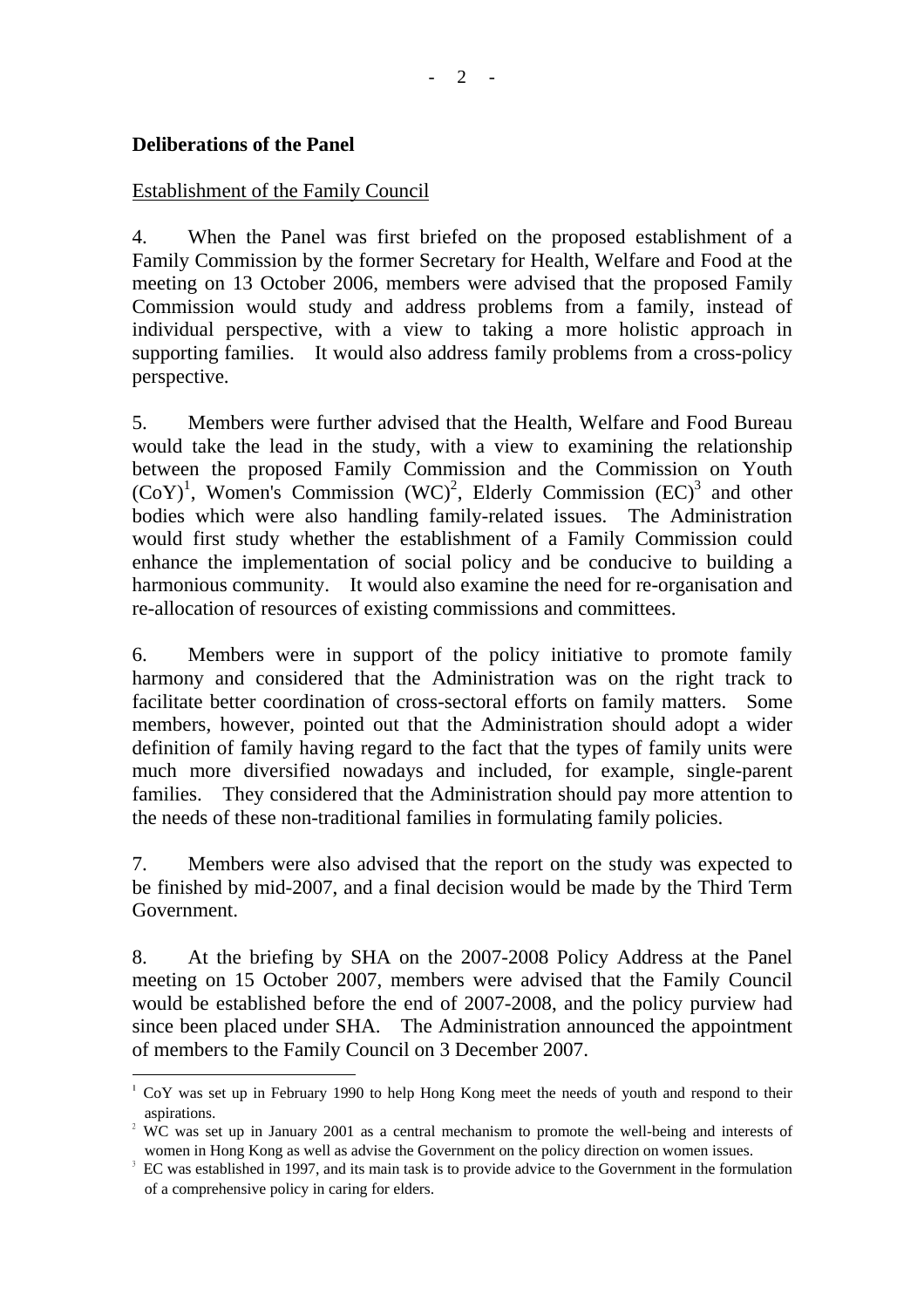**Deliberations of the Panel**

Establishment of the Family Council

4. When the Panel was first briefed on the proposed establishment of a Family Commission by the former Secretary for Health, Welfare and Food at the meeting on 13 October 2006, members were advised that the proposed Family Commission would study and address problems from a family, instead of individual perspective, with a view to taking a more holistic approach in supporting families. It would also address family problems from a cross-policy perspective.

5. Members were further advised that the Health, Welfare and Food Bureau would take the lead in the study, with a view to examining the relationship between the proposed Family Commission and the Commission on Youth (CoY)[1], Women's Commission (WC)[2], Elderly Commission (EC)[3] and other bodies which were also handling family-related issues. The Administration would first study whether the establishment of a Family Commission could enhance the implementation of social policy and be conducive to building a harmonious community. It would also examine the need for re-organisation and re-allocation of resources of existing commissions and committees.

6. Members were in support of the policy initiative to promote family harmony and considered that the Administration was on the right track to facilitate better coordination of cross-sectoral efforts on family matters. Some members, however, pointed out that the Administration should adopt a wider definition of family having regard to the fact that the types of family units were much more diversified nowadays and included, for example, single-parent families. They considered that the Administration should pay more attention to the needs of these non-traditional families in formulating family policies.

7. Members were also advised that the report on the study was expected to be finished by mid-2007, and a final decision would be made by the Third Term Government.

8. At the briefing by SHA on the 2007-2008 Policy Address at the Panel meeting on 15 October 2007, members were advised that the Family Council would be established before the end of 2007-2008, and the policy purview had since been placed under SHA. The Administration announced the appointment of members to the Family Council on 3 December 2007.

---

[1] CoY was set up in February 1990 to help Hong Kong meet the needs of youth and respond to their aspirations.

[2] WC was set up in January 2001 as a central mechanism to promote the well-being and interests of women in Hong Kong as well as advise the Government on the policy direction on women issues.

[3] EC was established in 1997, and its main task is to provide advice to the Government in the formulation of a comprehensive policy in caring for elders.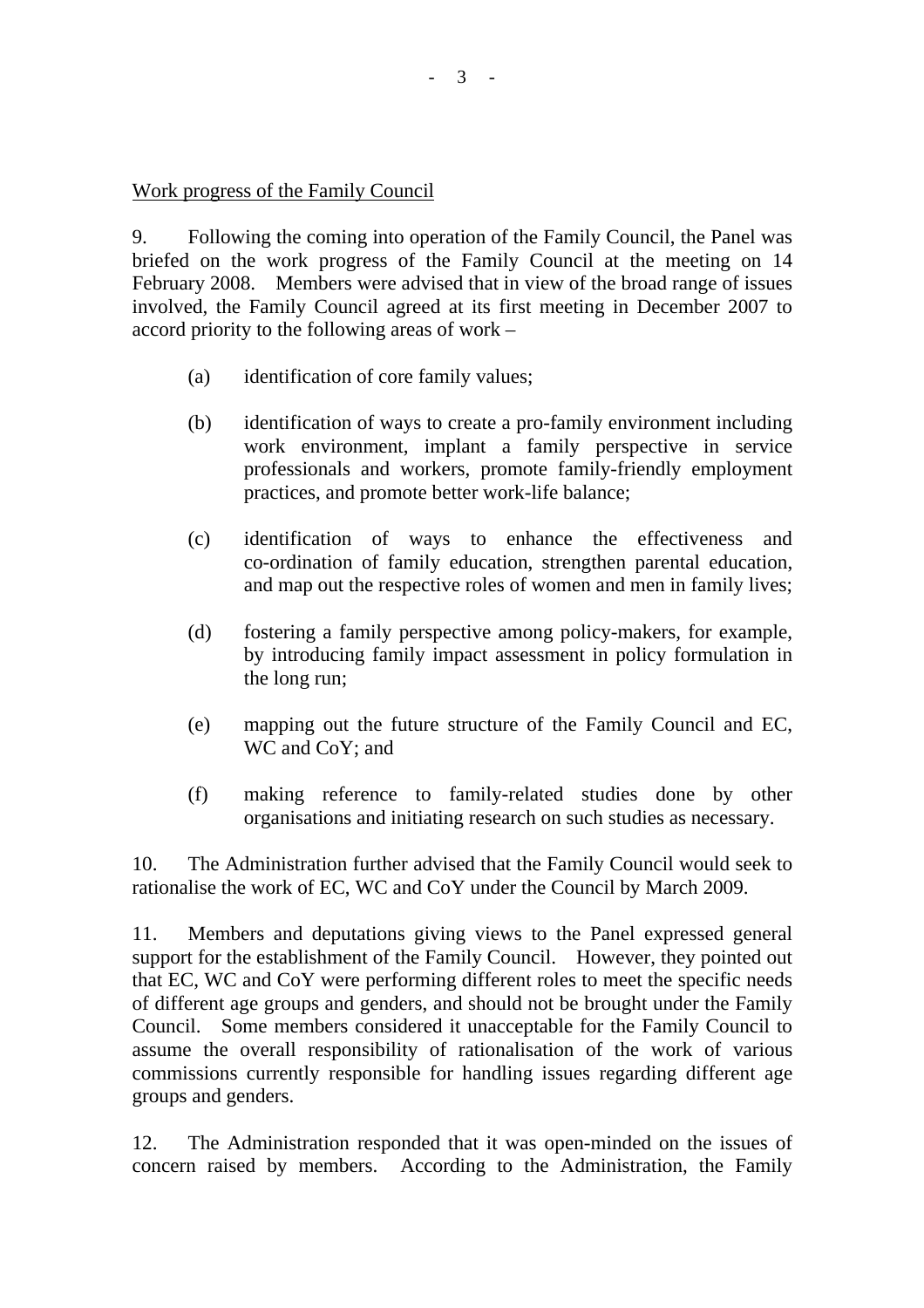<u>Work progress of the Family Council</u>

9. Following the coming into operation of the Family Council, the Panel was briefed on the work progress of the Family Council at the meeting on 14 February 2008. Members were advised that in view of the broad range of issues involved, the Family Council agreed at its first meeting in December 2007 to accord priority to the following areas of work –

(a) identification of core family values;

(b) identification of ways to create a pro-family environment including work environment, implant a family perspective in service professionals and workers, promote family-friendly employment practices, and promote better work-life balance;

(c) identification of ways to enhance the effectiveness and co-ordination of family education, strengthen parental education, and map out the respective roles of women and men in family lives;

(d) fostering a family perspective among policy-makers, for example, by introducing family impact assessment in policy formulation in the long run;

(e) mapping out the future structure of the Family Council and EC, WC and CoY; and

(f) making reference to family-related studies done by other organisations and initiating research on such studies as necessary.

10. The Administration further advised that the Family Council would seek to rationalise the work of EC, WC and CoY under the Council by March 2009.

11. Members and deputations giving views to the Panel expressed general support for the establishment of the Family Council. However, they pointed out that EC, WC and CoY were performing different roles to meet the specific needs of different age groups and genders, and should not be brought under the Family Council. Some members considered it unacceptable for the Family Council to assume the overall responsibility of rationalisation of the work of various commissions currently responsible for handling issues regarding different age groups and genders.

12. The Administration responded that it was open-minded on the issues of concern raised by members. According to the Administration, the Family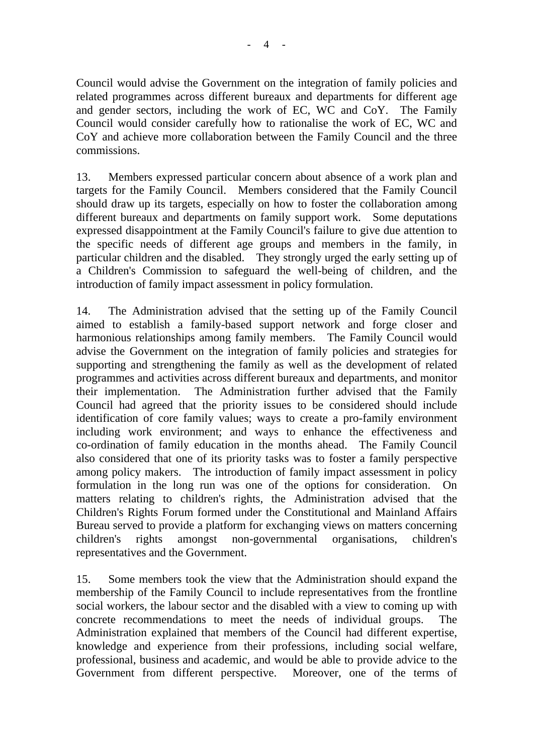Council would advise the Government on the integration of family policies and related programmes across different bureaux and departments for different age and gender sectors, including the work of EC, WC and CoY. The Family Council would consider carefully how to rationalise the work of EC, WC and CoY and achieve more collaboration between the Family Council and the three commissions.

13. Members expressed particular concern about absence of a work plan and targets for the Family Council. Members considered that the Family Council should draw up its targets, especially on how to foster the collaboration among different bureaux and departments on family support work. Some deputations expressed disappointment at the Family Council's failure to give due attention to the specific needs of different age groups and members in the family, in particular children and the disabled. They strongly urged the early setting up of a Children's Commission to safeguard the well-being of children, and the introduction of family impact assessment in policy formulation.

14. The Administration advised that the setting up of the Family Council aimed to establish a family-based support network and forge closer and harmonious relationships among family members. The Family Council would advise the Government on the integration of family policies and strategies for supporting and strengthening the family as well as the development of related programmes and activities across different bureaux and departments, and monitor their implementation. The Administration further advised that the Family Council had agreed that the priority issues to be considered should include identification of core family values; ways to create a pro-family environment including work environment; and ways to enhance the effectiveness and co-ordination of family education in the months ahead. The Family Council also considered that one of its priority tasks was to foster a family perspective among policy makers. The introduction of family impact assessment in policy formulation in the long run was one of the options for consideration. On matters relating to children's rights, the Administration advised that the Children's Rights Forum formed under the Constitutional and Mainland Affairs Bureau served to provide a platform for exchanging views on matters concerning children's rights amongst non-governmental organisations, children's representatives and the Government.

15. Some members took the view that the Administration should expand the membership of the Family Council to include representatives from the frontline social workers, the labour sector and the disabled with a view to coming up with concrete recommendations to meet the needs of individual groups. The Administration explained that members of the Council had different expertise, knowledge and experience from their professions, including social welfare, professional, business and academic, and would be able to provide advice to the Government from different perspective. Moreover, one of the terms of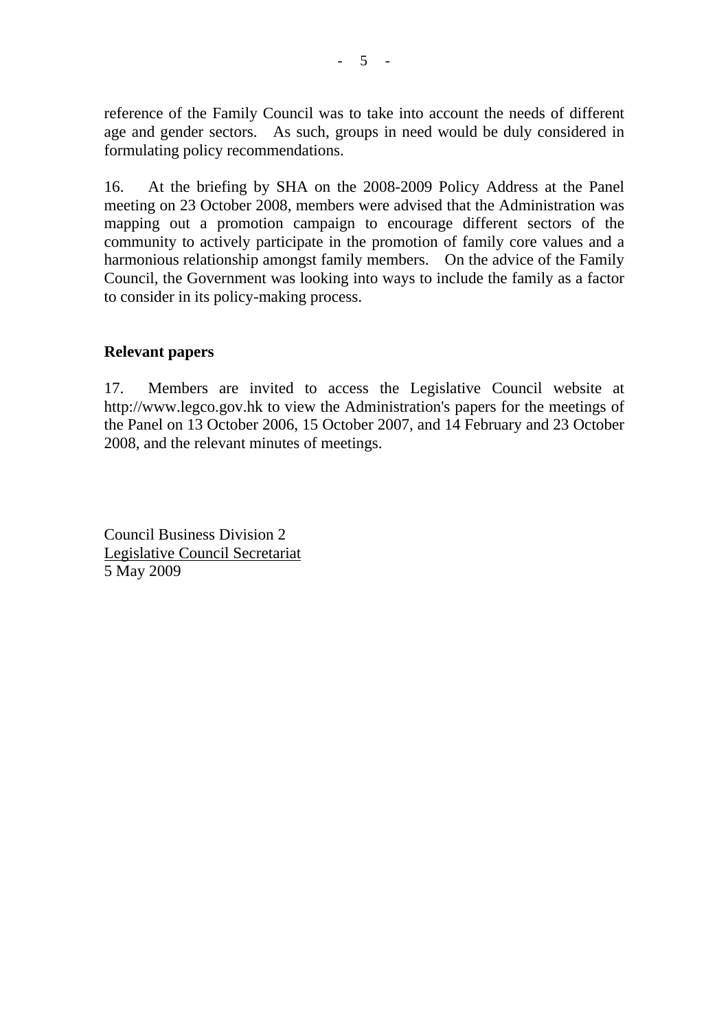reference of the Family Council was to take into account the needs of different age and gender sectors. As such, groups in need would be duly considered in formulating policy recommendations.

16. At the briefing by SHA on the 2008-2009 Policy Address at the Panel meeting on 23 October 2008, members were advised that the Administration was mapping out a promotion campaign to encourage different sectors of the community to actively participate in the promotion of family core values and a harmonious relationship amongst family members. On the advice of the Family Council, the Government was looking into ways to include the family as a factor to consider in its policy-making process.

**Relevant papers**

17. Members are invited to access the Legislative Council website at http://www.legco.gov.hk to view the Administration's papers for the meetings of the Panel on 13 October 2006, 15 October 2007, and 14 February and 23 October 2008, and the relevant minutes of meetings.

Council Business Division 2
Legislative Council Secretariat
5 May 2009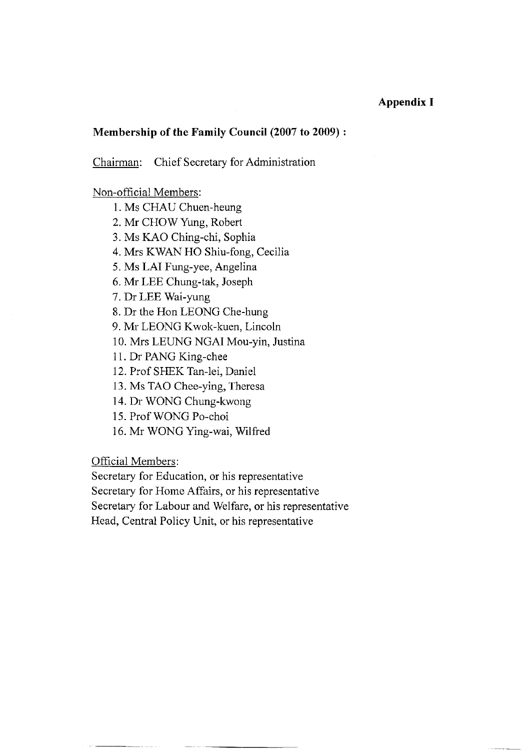**Appendix I**

**Membership of the Family Council (2007 to 2009) :**

Chairman: Chief Secretary for Administration

Non-official Members:

1. Ms CHAU Chuen-heung
2. Mr CHOW Yung, Robert
3. Ms KAO Ching-chi, Sophia
4. Mrs KWAN HO Shiu-fong, Cecilia
5. Ms LAI Fung-yee, Angelina
6. Mr LEE Chung-tak, Joseph
7. Dr LEE Wai-yung
8. Dr the Hon LEONG Che-hung
9. Mr LEONG Kwok-kuen, Lincoln
10. Mrs LEUNG NGAI Mou-yin, Justina
11. Dr PANG King-chee
12. Prof SHEK Tan-lei, Daniel
13. Ms TAO Chee-ying, Theresa
14. Dr WONG Chung-kwong
15. Prof WONG Po-choi
16. Mr WONG Ying-wai, Wilfred

Official Members:

Secretary for Education, or his representative
Secretary for Home Affairs, or his representative
Secretary for Labour and Welfare, or his representative
Head, Central Policy Unit, or his representative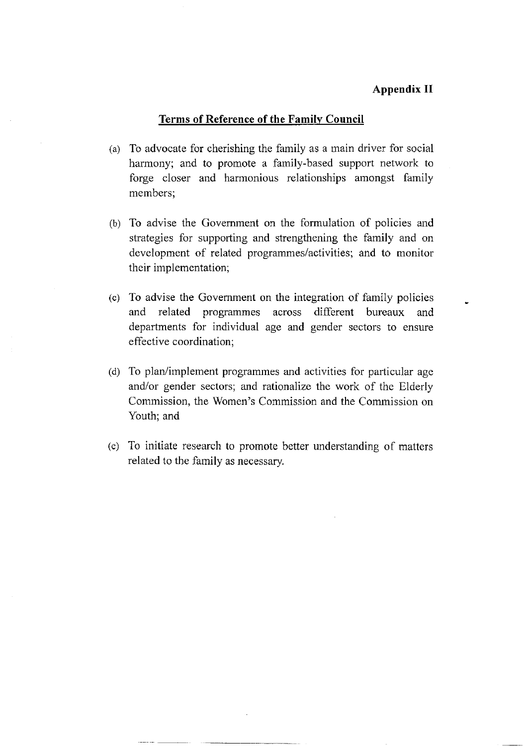**Appendix II**

## Terms of Reference of the Family Council

(a) To advocate for cherishing the family as a main driver for social harmony; and to promote a family-based support network to forge closer and harmonious relationships amongst family members;

(b) To advise the Government on the formulation of policies and strategies for supporting and strengthening the family and on development of related programmes/activities; and to monitor their implementation;

(c) To advise the Government on the integration of family policies and related programmes across different bureaux and departments for individual age and gender sectors to ensure effective coordination;

(d) To plan/implement programmes and activities for particular age and/or gender sectors; and rationalize the work of the Elderly Commission, the Women's Commission and the Commission on Youth; and

(e) To initiate research to promote better understanding of matters related to the family as necessary.